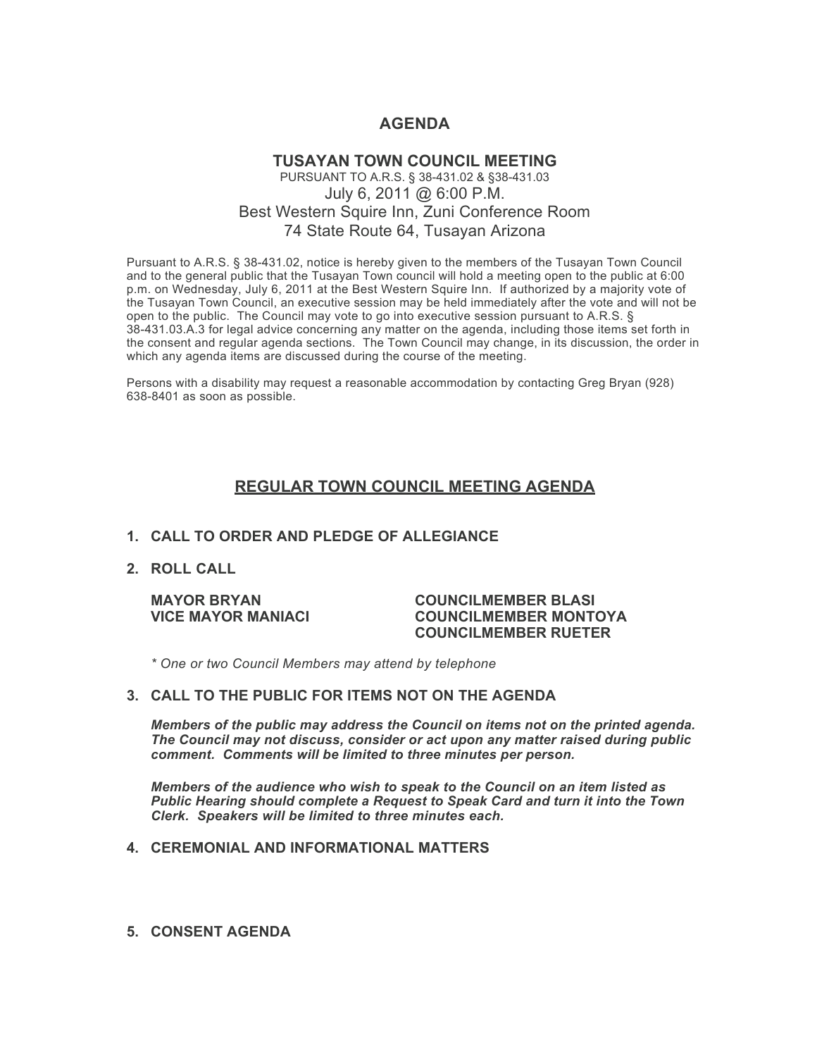# AGENDA

## TUSAYAN TOWN COUNCIL MEETING

PURSUANT TO A.R.S. § 38-431.02 & §38-431.03

July 6, 2011 @ 6:00 P.M.

Best Western Squire Inn, Zuni Conference Room

74 State Route 64, Tusayan Arizona

Pursuant to A.R.S. § 38-431.02, notice is hereby given to the members of the Tusayan Town Council and to the general public that the Tusayan Town council will hold a meeting open to the public at 6:00 p.m. on Wednesday, July 6, 2011 at the Best Western Squire Inn. If authorized by a majority vote of the Tusayan Town Council, an executive session may be held immediately after the vote and will not be open to the public. The Council may vote to go into executive session pursuant to A.R.S. § 38-431.03.A.3 for legal advice concerning any matter on the agenda, including those items set forth in the consent and regular agenda sections. The Town Council may change, in its discussion, the order in which any agenda items are discussed during the course of the meeting.

Persons with a disability may request a reasonable accommodation by contacting Greg Bryan (928) 638-8401 as soon as possible.

## REGULAR TOWN COUNCIL MEETING AGENDA

**1. CALL TO ORDER AND PLEDGE OF ALLEGIANCE**

**2. ROLL CALL**

**MAYOR BRYAN**
**VICE MAYOR MANIACI**
**COUNCILMEMBER BLASI**
**COUNCILMEMBER MONTOYA**
**COUNCILMEMBER RUETER**

*\* One or two Council Members may attend by telephone*

**3. CALL TO THE PUBLIC FOR ITEMS NOT ON THE AGENDA**

***Members of the public may address the Council on items not on the printed agenda. The Council may not discuss, consider or act upon any matter raised during public comment. Comments will be limited to three minutes per person.***

***Members of the audience who wish to speak to the Council on an item listed as Public Hearing should complete a Request to Speak Card and turn it into the Town Clerk. Speakers will be limited to three minutes each.***

**4. CEREMONIAL AND INFORMATIONAL MATTERS**

**5. CONSENT AGENDA**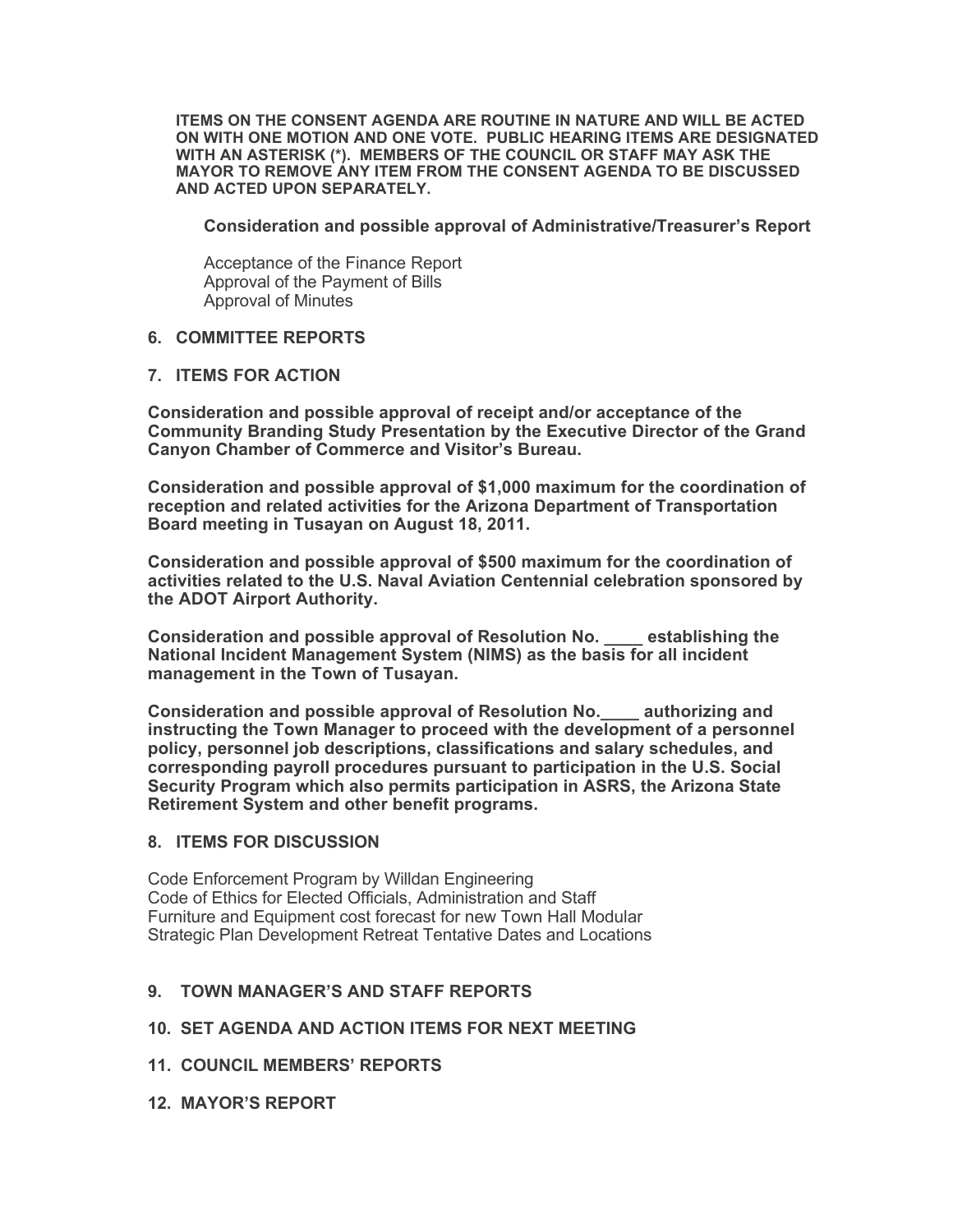**ITEMS ON THE CONSENT AGENDA ARE ROUTINE IN NATURE AND WILL BE ACTED ON WITH ONE MOTION AND ONE VOTE. PUBLIC HEARING ITEMS ARE DESIGNATED WITH AN ASTERISK (*). MEMBERS OF THE COUNCIL OR STAFF MAY ASK THE MAYOR TO REMOVE ANY ITEM FROM THE CONSENT AGENDA TO BE DISCUSSED AND ACTED UPON SEPARATELY.**

**Consideration and possible approval of Administrative/Treasurer's Report**

Acceptance of the Finance Report
Approval of the Payment of Bills
Approval of Minutes

## 6. COMMITTEE REPORTS

## 7. ITEMS FOR ACTION

**Consideration and possible approval of receipt and/or acceptance of the Community Branding Study Presentation by the Executive Director of the Grand Canyon Chamber of Commerce and Visitor's Bureau.**

**Consideration and possible approval of $1,000 maximum for the coordination of reception and related activities for the Arizona Department of Transportation Board meeting in Tusayan on August 18, 2011.**

**Consideration and possible approval of $500 maximum for the coordination of activities related to the U.S. Naval Aviation Centennial celebration sponsored by the ADOT Airport Authority.**

**Consideration and possible approval of Resolution No. ____ establishing the National Incident Management System (NIMS) as the basis for all incident management in the Town of Tusayan.**

**Consideration and possible approval of Resolution No.____ authorizing and instructing the Town Manager to proceed with the development of a personnel policy, personnel job descriptions, classifications and salary schedules, and corresponding payroll procedures pursuant to participation in the U.S. Social Security Program which also permits participation in ASRS, the Arizona State Retirement System and other benefit programs.**

## 8. ITEMS FOR DISCUSSION

Code Enforcement Program by Willdan Engineering
Code of Ethics for Elected Officials, Administration and Staff
Furniture and Equipment cost forecast for new Town Hall Modular
Strategic Plan Development Retreat Tentative Dates and Locations

## 9. TOWN MANAGER'S AND STAFF REPORTS

## 10. SET AGENDA AND ACTION ITEMS FOR NEXT MEETING

## 11. COUNCIL MEMBERS' REPORTS

## 12. MAYOR'S REPORT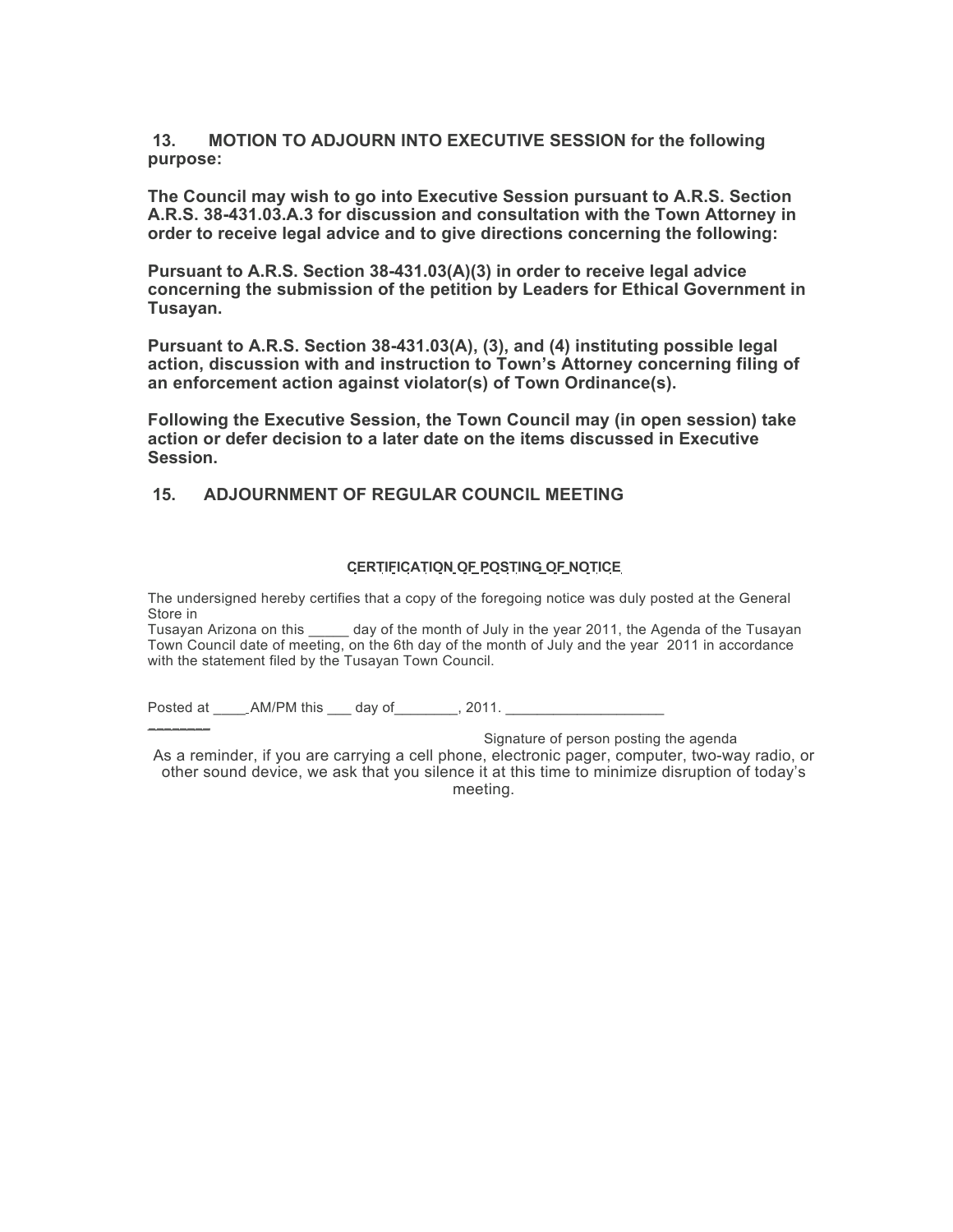**13. MOTION TO ADJOURN INTO EXECUTIVE SESSION for the following purpose:**

**The Council may wish to go into Executive Session pursuant to A.R.S. Section A.R.S. 38-431.03.A.3 for discussion and consultation with the Town Attorney in order to receive legal advice and to give directions concerning the following:**

**Pursuant to A.R.S. Section 38-431.03(A)(3) in order to receive legal advice concerning the submission of the petition by Leaders for Ethical Government in Tusayan.**

**Pursuant to A.R.S. Section 38-431.03(A), (3), and (4) instituting possible legal action, discussion with and instruction to Town's Attorney concerning filing of an enforcement action against violator(s) of Town Ordinance(s).**

**Following the Executive Session, the Town Council may (in open session) take action or defer decision to a later date on the items discussed in Executive Session.**

**15. ADJOURNMENT OF REGULAR COUNCIL MEETING**

**CERTIFICATION OF POSTING OF NOTICE**

The undersigned hereby certifies that a copy of the foregoing notice was duly posted at the General Store in
Tusayan Arizona on this _____ day of the month of July in the year 2011, the Agenda of the Tusayan Town Council date of meeting, on the 6th day of the month of July and the year 2011 in accordance with the statement filed by the Tusayan Town Council.

Posted at _____AM/PM this ___ day of________, 2011. ____________________
________

Signature of person posting the agenda

As a reminder, if you are carrying a cell phone, electronic pager, computer, two-way radio, or other sound device, we ask that you silence it at this time to minimize disruption of today's meeting.